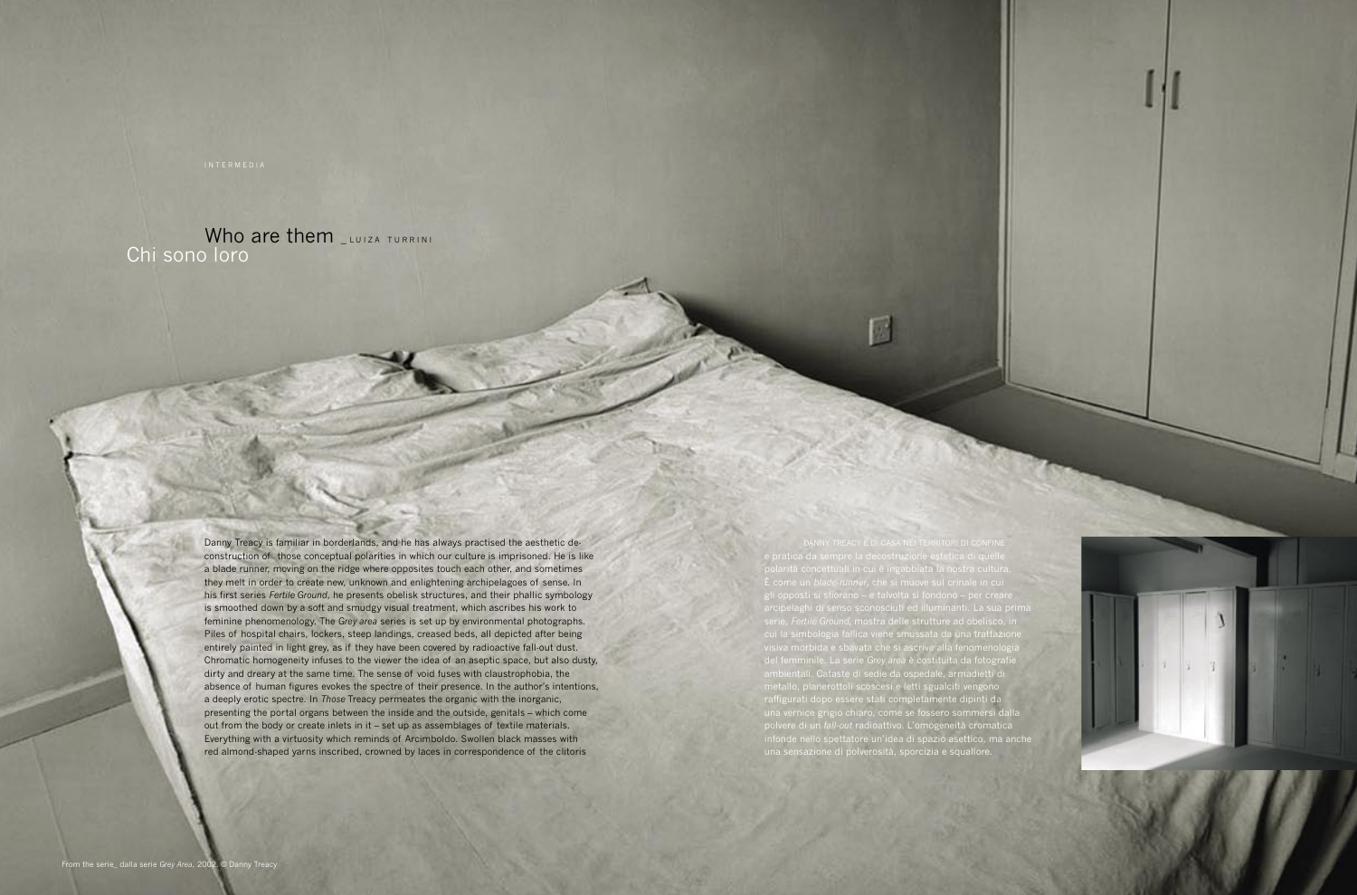INTERMEDIA

# Who are them _LUIZA TURRINI
# Chi sono loro

Danny Treacy is familiar in borderlands, and he has always practised the aesthetic de-construction of those conceptual polarities in which our culture is imprisoned. He is like a blade runner, moving on the ridge where opposites touch each other, and sometimes they melt in order to create new, unknown and enlightening archipelagoes of sense. In his first series *Fertile Ground*, he presents obelisk structures, and their phallic symbology is smoothed down by a soft and smudgy visual treatment, which ascribes his work to feminine phenomenology. The *Grey area* series is set up by environmental photographs. Piles of hospital chairs, lockers, steep landings, creased beds, all depicted after being entirely painted in light grey, as if they have been covered by radioactive fall-out dust. Chromatic homogeneity infuses to the viewer the idea of an aseptic space, but also dusty, dirty and dreary at the same time. The sense of void fuses with claustrophobia, the absence of human figures evokes the spectre of their presence. In the author's intentions, a deeply erotic spectre. In *Those* Treacy permeates the organic with the inorganic, presenting the portal organs between the inside and the outside, genitals – which come out from the body or create inlets in it – set up as assemblages of textile materials. Everything with a virtuosity which reminds of Arcimboldo. Swollen black masses with red almond-shaped yarns inscribed, crowned by laces in correspondence of the clitoris

DANNY TREACY È DI CASA NEI TERRITORI DI CONFINE e pratica da sempre la decostruzione estetica di quelle polarità concettuali in cui è ingabbiata la nostra cultura. È come un *blade-runner*, che si muove sul crinale in cui gli opposti si sfiorano – e talvolta si fondono – per creare arcipelaghi di senso sconosciuti ed illuminanti. La sua prima serie, *Fertile Ground*, mostra delle strutture ad obelisco, in cui la simbologia fallica viene smussata da una trattazione visiva morbida e sbavata che si ascrive alla fenomenologia del femminile. La serie *Grey area* è costituita da fotografie ambientali. Cataste di sedie da ospedale, armadietti di metallo, pianerottoli scoscesi e letti sgualciti vengono raffigurati dopo essere stati completamente dipinti da una vernice grigio chiaro, come se fossero sommersi dalla polvere di un *fall-out* radioattivo. L'omogeneità cromatica infonde nello spettatore un'idea di spazio asettico, ma anche una sensazione di polverosità, sporcizia e squallore.

From the serie_ dalla serie *Grey Area*, 2002. © Danny Treacy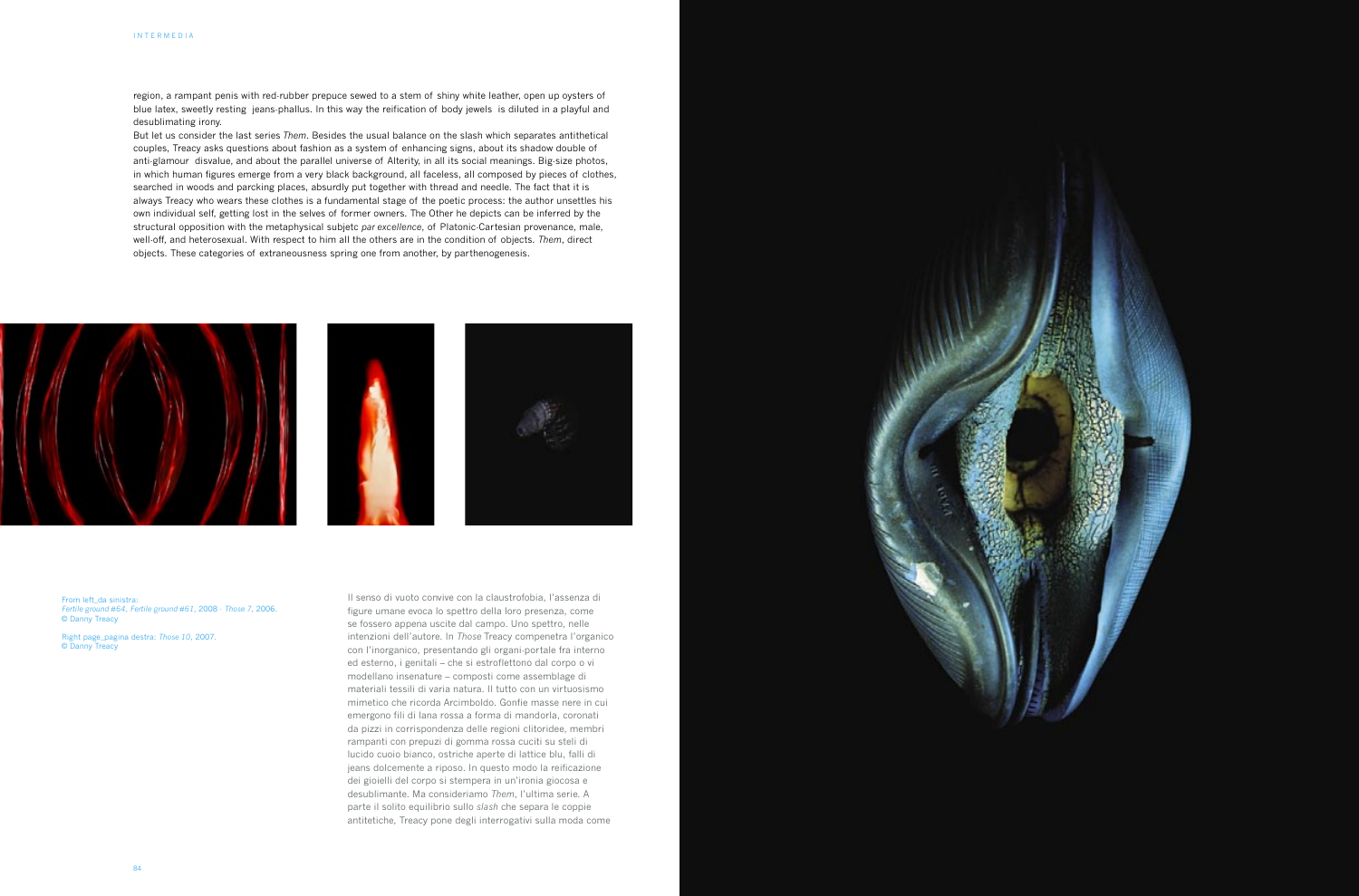region, a rampant penis with red-rubber prepuce sewed to a stem of shiny white leather, open up oysters of blue latex, sweetly resting jeans-phallus. In this way the reification of body jewels is diluted in a playful and desublimating irony.

But let us consider the last series *Them*. Besides the usual balance on the slash which separates antithetical couples, Treacy asks questions about fashion as a system of enhancing signs, about its shadow double of anti-glamour disvalue, and about the parallel universe of Alterity, in all its social meanings. Big-size photos, in which human figures emerge from a very black background, all faceless, all composed by pieces of clothes, searched in woods and parcking places, absurdly put together with thread and needle. The fact that it is always Treacy who wears these clothes is a fundamental stage of the poetic process: the author unsettles his own individual self, getting lost in the selves of former owners. The Other he depicts can be inferred by the structural opposition with the metaphysical subjetc *par excellence*, of Platonic-Cartesian provenance, male, well-off, and heterosexual. With respect to him all the others are in the condition of objects. *Them*, direct objects. These categories of extraneousness spring one from another, by parthenogenesis.

From left_da sinistra:
*Fertile ground #64*, *Fertile ground #61*, 2008 - *Those 7*, 2006.
© Danny Treacy

Right page_pagina destra: *Those 10*, 2007.
© Danny Treacy

Il senso di vuoto convive con la claustrofobia, l'assenza di figure umane evoca lo spettro della loro presenza, come se fossero appena uscite dal campo. Uno spettro, nelle intenzioni dell'autore. In *Those* Treacy compenetra l'organico con l'inorganico, presentando gli organi-portale fra interno ed esterno, i genitali – che si estroflettono dal corpo o vi modellano insenature – composti come assemblage di materiali tessili di varia natura. Il tutto con un virtuosismo mimetico che ricorda Arcimboldo. Gonfie masse nere in cui emergono fili di lana rossa a forma di mandorla, coronati da pizzi in corrispondenza delle regioni clitoridee, membri rampanti con prepuzi di gomma rossa cuciti su steli di lucido cuoio bianco, ostriche aperte di lattice blu, falli di jeans dolcemente a riposo. In questo modo la reificazione dei gioielli del corpo si stempera in un'ironia giocosa e desublimante. Ma consideriamo *Them*, l'ultima serie. A parte il solito equilibrio sullo *slash* che separa le coppie antitetiche, Treacy pone degli interrogativi sulla moda come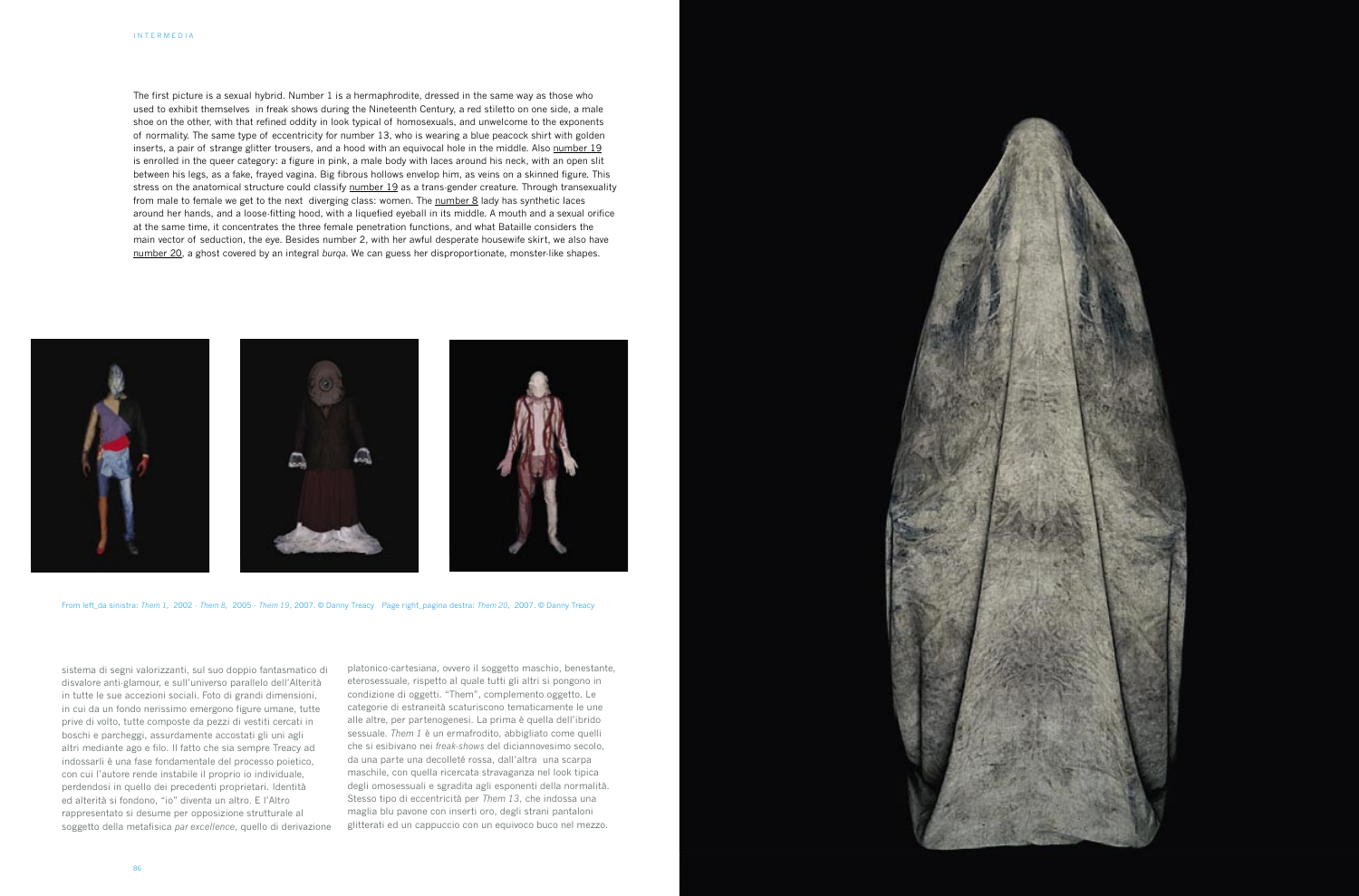The first picture is a sexual hybrid. Number 1 is a hermaphrodite, dressed in the same way as those who used to exhibit themselves in freak shows during the Nineteenth Century, a red stiletto on one side, a male shoe on the other, with that refined oddity in look typical of homosexuals, and unwelcome to the exponents of normality. The same type of eccentricity for number 13, who is wearing a blue peacock shirt with golden inserts, a pair of strange glitter trousers, and a hood with an equivocal hole in the middle. Also number 19 is enrolled in the queer category: a figure in pink, a male body with laces around his neck, with an open slit between his legs, as a fake, frayed vagina. Big fibrous hollows envelop him, as veins on a skinned figure. This stress on the anatomical structure could classify number 19 as a trans-gender creature. Through transexuality from male to female we get to the next diverging class: women. The number 8 lady has synthetic laces around her hands, and a loose-fitting hood, with a liquefied eyeball in its middle. A mouth and a sexual orifice at the same time, it concentrates the three female penetration functions, and what Bataille considers the main vector of seduction, the eye. Besides number 2, with her awful desperate housewife skirt, we also have number 20, a ghost covered by an integral *burqa*. We can guess her disproportionate, monster-like shapes.

From left_da sinistra: *Them 1*, 2002 · *Them 8*, 2005 · *Them 19*, 2007. © Danny Treacy Page right_pagina destra: *Them 20*, 2007. © Danny Treacy

sistema di segni valorizzanti, sul suo doppio fantasmatico di disvalore anti-glamour, e sull'universo parallelo dell'Alterità in tutte le sue accezioni sociali. Foto di grandi dimensioni, in cui da un fondo nerissimo emergono figure umane, tutte prive di volto, tutte composte da pezzi di vestiti cercati in boschi e parcheggi, assurdamente accostati gli uni agli altri mediante ago e filo. Il fatto che sia sempre Treacy ad indossarli è una fase fondamentale del processo poietico, con cui l'autore rende instabile il proprio io individuale, perdendosi in quello dei precedenti proprietari. Identità ed alterità si fondono, "io" diventa un altro. E l'Altro rappresentato si desume per opposizione strutturale al soggetto della metafisica *par excellence*, quello di derivazione platonico-cartesiana, ovvero il soggetto maschio, benestante, eterosessuale, rispetto al quale tutti gli altri si pongono in condizione di oggetti. "Them", complemento oggetto. Le categorie di estraneità scaturiscono tematicamente le une alle altre, per partenogenesi. La prima è quella dell'ibrido sessuale. *Them 1* è un ermafrodito, abbigliato come quelli che si esibivano nei *freak-shows* del diciannovesimo secolo, da una parte una decolleté rossa, dall'altra una scarpa maschile, con quella ricercata stravaganza nel look tipica degli omosessuali e sgradita agli esponenti della normalità. Stesso tipo di eccentricità per *Them 13*, che indossa una maglia blu pavone con inserti oro, degli strani pantaloni glitterati ed un cappuccio con un equivoco buco nel mezzo.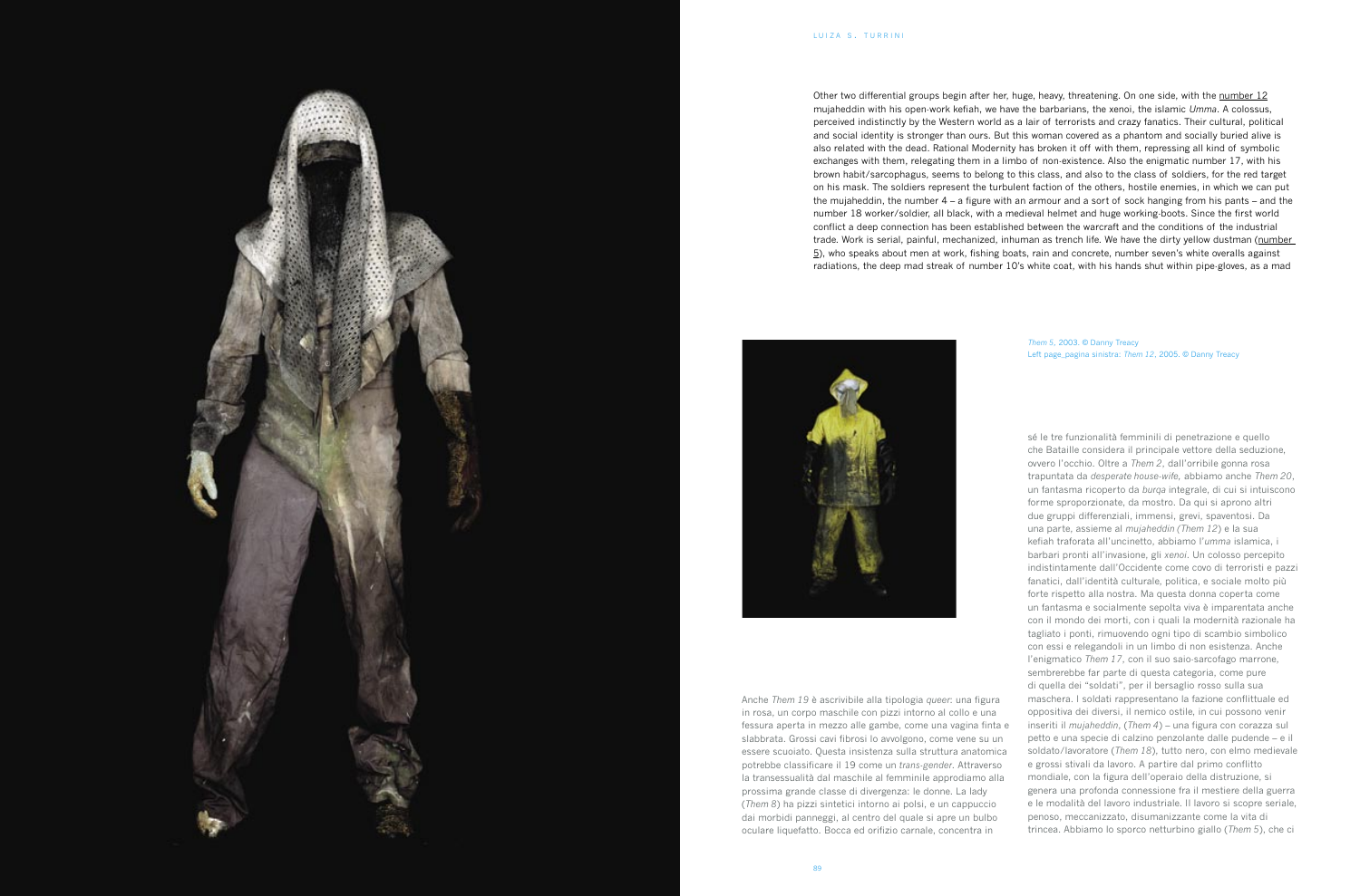Other two differential groups begin after her, huge, heavy, threatening. On one side, with the number 12 mujaheddin with his open-work kefiah, we have the barbarians, the xenoi, the islamic *Umma*. A colossus, perceived indistinctly by the Western world as a lair of terrorists and crazy fanatics. Their cultural, political and social identity is stronger than ours. But this woman covered as a phantom and socially buried alive is also related with the dead. Rational Modernity has broken it off with them, repressing all kind of symbolic exchanges with them, relegating them in a limbo of non-existence. Also the enigmatic number 17, with his brown habit/sarcophagus, seems to belong to this class, and also to the class of soldiers, for the red target on his mask. The soldiers represent the turbulent faction of the others, hostile enemies, in which we can put the mujaheddin, the number 4 – a figure with an armour and a sort of sock hanging from his pants – and the number 18 worker/soldier, all black, with a medieval helmet and huge working-boots. Since the first world conflict a deep connection has been established between the warcraft and the conditions of the industrial trade. Work is serial, painful, mechanized, inhuman as trench life. We have the dirty yellow dustman (number 5), who speaks about men at work, fishing boats, rain and concrete, number seven's white overalls against radiations, the deep mad streak of number 10's white coat, with his hands shut within pipe-gloves, as a mad

*Them 5*, 2003. © Danny Treacy
Left page_pagina sinistra: *Them 12*, 2005. © Danny Treacy

Anche *Them 19* è ascrivibile alla tipologia *queer*: una figura in rosa, un corpo maschile con pizzi intorno al collo e una fessura aperta in mezzo alle gambe, come una vagina finta e slabbrata. Grossi cavi fibrosi lo avvolgono, come vene su un essere scuoiato. Questa insistenza sulla struttura anatomica potrebbe classificare il 19 come un *trans-gender*. Attraverso la transessualità dal maschile al femminile approdiamo alla prossima grande classe di divergenza: le donne. La lady (*Them 8*) ha pizzi sintetici intorno ai polsi, e un cappuccio dai morbidi panneggi, al centro del quale si apre un bulbo oculare liquefatto. Bocca ed orifizio carnale, concentra in sé le tre funzionalità femminili di penetrazione e quello che Bataille considera il principale vettore della seduzione, ovvero l'occhio. Oltre a *Them 2*, dall'orribile gonna rosa trapuntata da *desperate house-wife*, abbiamo anche *Them 20*, un fantasma ricoperto da *burqa* integrale, di cui si intuiscono forme sproporzionate, da mostro. Da qui si aprono altri due gruppi differenziali, immensi, grevi, spaventosi. Da una parte, assieme al *mujaheddin* (*Them 12*) e la sua kefiah traforata all'uncinetto, abbiamo l'*umma* islamica, i barbari pronti all'invasione, gli *xenoi*. Un colosso percepito indistintamente dall'Occidente come covo di terroristi e pazzi fanatici, dall'identità culturale, politica, e sociale molto più forte rispetto alla nostra. Ma questa donna coperta come un fantasma e socialmente sepolta viva è imparentata anche con il mondo dei morti, con i quali la modernità razionale ha tagliato i ponti, rimuovendo ogni tipo di scambio simbolico con essi e relegandoli in un limbo di non esistenza. Anche l'enigmatico *Them 17*, con il suo saio-sarcofago marrone, sembrerebbe far parte di questa categoria, come pure di quella dei "soldati", per il bersaglio rosso sulla sua maschera. I soldati rappresentano la fazione conflittuale ed oppositiva dei diversi, il nemico ostile, in cui possono venir inseriti il *mujaheddin*, (*Them 4*) – una figura con corazza sul petto e una specie di calzino penzolante dalle pudende – e il soldato/lavoratore (*Them 18*), tutto nero, con elmo medievale e grossi stivali da lavoro. A partire dal primo conflitto mondiale, con la figura dell'operaio della distruzione, si genera una profonda connessione fra il mestiere della guerra e le modalità del lavoro industriale. Il lavoro si scopre seriale, penoso, meccanizzato, disumanizzante come la vita di trincea. Abbiamo lo sporco netturbino giallo (*Them 5*), che ci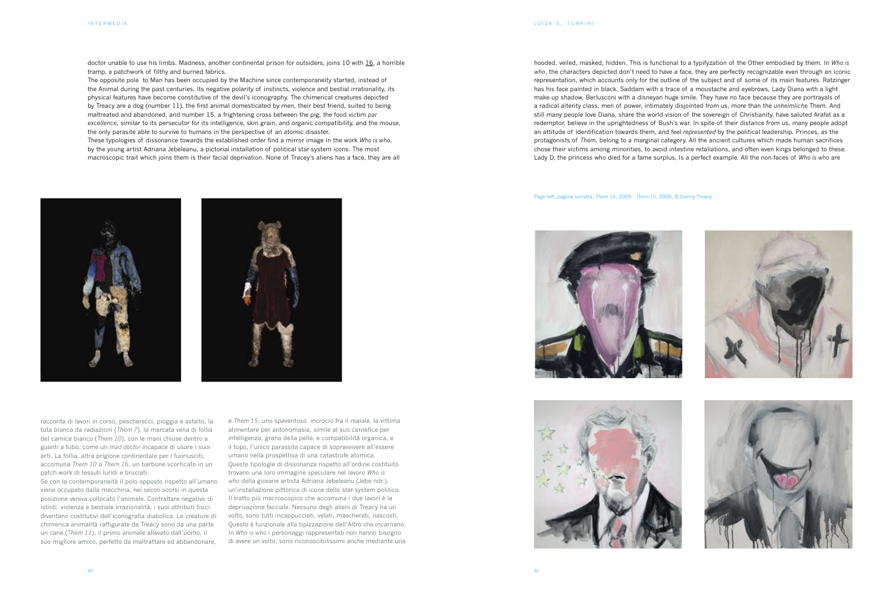doctor unable to use his limbs. Madness, another continental prison for outsiders, joins 10 with 16, a horrible tramp, a patchwork of filthy and burned fabrics.

The opposite pole to Man has been occupied by the Machine since contemporaneity started, instead of the Animal during the past centuries. Its negative polarity of instincts, violence and bestial irrationality, its physical features have become constitutive of the devil's iconography. The chimerical creatures depicted by Treacy are a dog (number 11), the first animal domesticated by men, their best friend, suited to being maltreated and abandoned, and number 15, a frightening cross between the pig, the food victim *par excellence*, similar to its persecutor for its intelligence, skin grain, and organic compatibility, and the mouse, the only parasite able to survive to humans in the perspective of an atomic disaster.

These typologies of dissonance towards the established order find a mirror image in the work *Who is who*, by the young artist Adriana Jebeleanu, a pictorial installation of political star-system icons. The most macroscopic trait which joins them is their facial deprivation. None of Tracey's aliens has a face, they are all hooded, veiled, masked, hidden. This is functional to a typifyzation of the Other embodied by them. In *Who is who*, the characters depicted don't need to have a face, they are perfectly recognizable even through an iconic representation, which accounts only for the outline of the subject and of some of its main features. Ratzinger has his face painted in black, Saddam with a trace of a moustache and eyebrows, Lady Diana with a light make-up shadow, Berlusconi with a disneyan huge smile. They have no face because they are portrayals of a radical alterity class, men of power, intimately disjointed from us, more than the *unheimliche* Them. And still many people love Diana, share the world-vision of the sovereign of Christianity, have saluted Arafat as a redemptor, believe in the uprightedness of Bush's war. In spite of their distance from us, many people adopt an attitude of identification towards them, and feel *represented* by the political leadership. Princes, as the protagonists of *Them*, belong to a marginal category. All the ancient cultures which made human sacrifices chose their victims among minorities, to avoid intestine retaliations, and often even kings belonged to these. Lady D, the princess who died for a fame surplus, Is a perfect example. All the non-faces of *Who is who* are

Page left_pagina sinistra: *Them 16*, 2005 - *Them 15*, 2005. © Danny Treacy

racconta di lavori in corso, pescherecci, pioggia e asfalto, la tuta bianca da radiazioni (*Them 7*), la marcata vena di follia del camice bianco (*Them 10*), con le mani chiuse dentro a guanti a tubo, come un *mad doctor* incapace di usare i suoi arti. La follia, altra prigione continentale per i fuoriusciti, accomuna *Them 10* a *Them 16*, un barbone scorticato in un patch-work di tessuti luridi e bruciati.

Se con la contemporaneità il polo opposto rispetto all'umano viene occupato dalla macchina, nei secoli scorsi in questa posizione veniva collocato l'animale. Contraltare negativo di istinti, violenza e bestiale irrazionalità, i suoi attributi fisici diventano costitutivi dell'iconografia diabolica. Le creature di chimerica animalità raffigurate da Treacy sono da una parte un cane (*Them 11*), il primo animale allevato dall'uomo, il suo migliore amico, perfetto da maltrattare ed abbandonare, e *Them 15*, uno spaventoso incrocio fra il maiale, la vittima alimentare per antonomasia, simile al suo carnefice per intelligenza, grana della pelle, e compatibilità organica, e il topo, l'unico parassita capace di sopravvivere all'essere umano nella prospettiva di una catastrofe atomica.

Queste tipologie di dissonanza rispetto all'ordine costituito trovano una loro immagine speculare nel lavoro *Who is who* della giovane artista Adriana Jebeleanu (Jebe ndr.), un'installazione pittorica di icone dello star-system politico. Il tratto più macroscopico che accomuna i due lavori è la deprivazione facciale. Nessuno degli alieni di Treacy ha un volto, sono tutti incappucciati, velati, mascherati, nascosti. Questo è funzionale alla tipizzazione dell'Altro che incarnano. In *Who is who* i personaggi rappresentati non hanno bisogno di avere un volto, sono riconoscibilissimi anche mediante una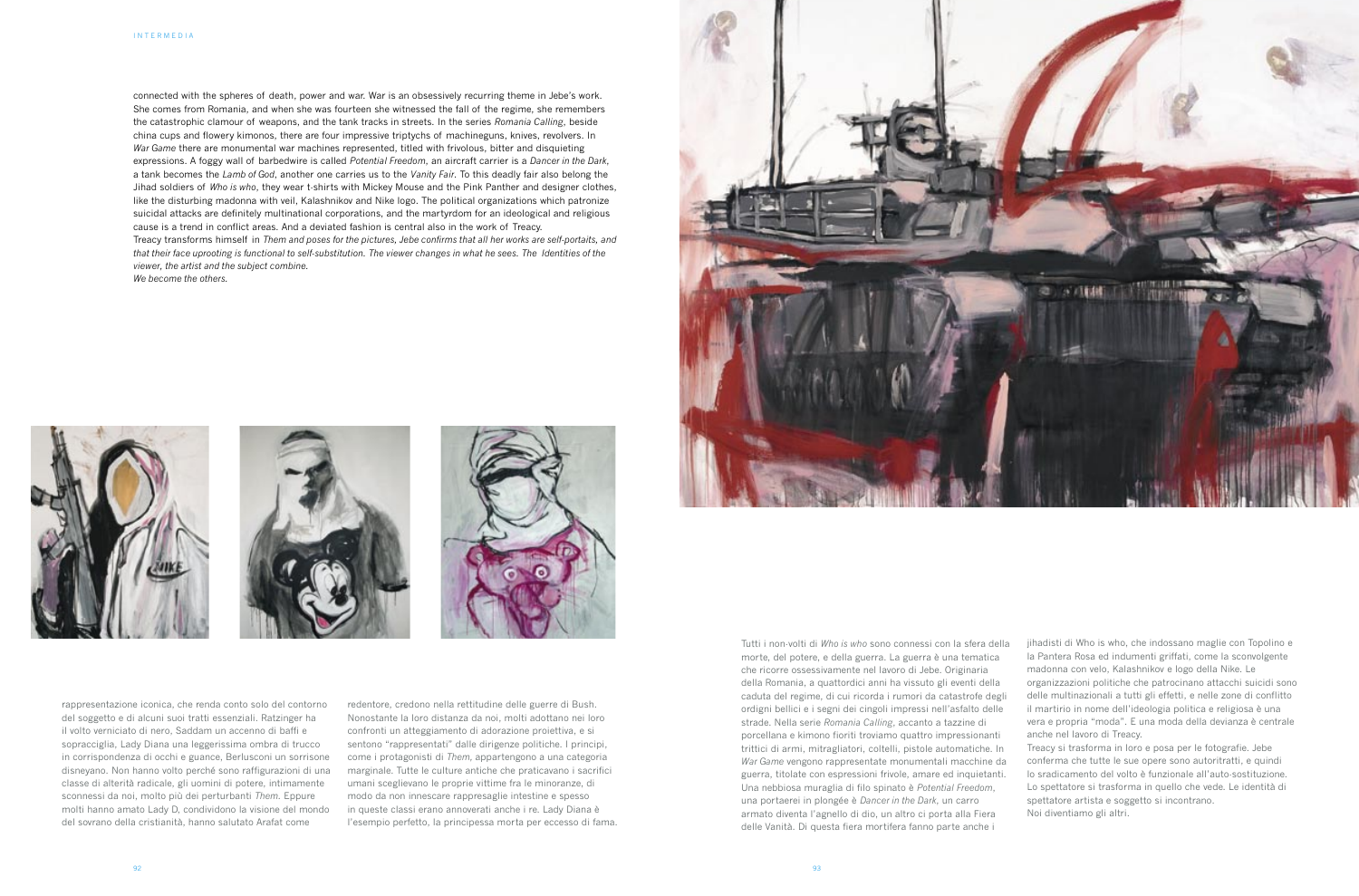connected with the spheres of death, power and war. War is an obsessively recurring theme in Jebe's work. She comes from Romania, and when she was fourteen she witnessed the fall of the regime, she remembers the catastrophic clamour of weapons, and the tank tracks in streets. In the series *Romania Calling*, beside china cups and flowery kimonos, there are four impressive triptychs of machineguns, knives, revolvers. In *War Game* there are monumental war machines represented, titled with frivolous, bitter and disquieting expressions. A foggy wall of barbedwire is called *Potential Freedom*, an aircraft carrier is a *Dancer in the Dark*, a tank becomes the *Lamb of God*, another one carries us to the *Vanity Fair*. To this deadly fair also belong the Jihad soldiers of *Who is who*, they wear t-shirts with Mickey Mouse and the Pink Panther and designer clothes, like the disturbing madonna with veil, Kalashnikov and Nike logo. The political organizations which patronize suicidal attacks are definitely multinational corporations, and the martyrdom for an ideological and religious cause is a trend in conflict areas. And a deviated fashion is central also in the work of Treacy.
Treacy transforms himself in *Them and poses for the pictures, Jebe confirms that all her works are self-portaits, and that their face uprooting is functional to self-substitution. The viewer changes in what he sees. The Identities of the viewer, the artist and the subject combine.*
*We become the others.*

rappresentazione iconica, che renda conto solo del contorno del soggetto e di alcuni suoi tratti essenziali. Ratzinger ha il volto verniciato di nero, Saddam un accenno di baffi e sopracciglia, Lady Diana una leggerissima ombra di trucco in corrispondenza di occhi e guance, Berlusconi un sorrisone disneyano. Non hanno volto perché sono raffigurazioni di una classe di alterità radicale, gli uomini di potere, intimamente sconnessi da noi, molto più dei perturbanti *Them*. Eppure molti hanno amato Lady D, condividono la visione del mondo del sovrano della cristianità, hanno salutato Arafat come redentore, credono nella rettitudine delle guerre di Bush. Nonostante la loro distanza da noi, molti adottano nei loro confronti un atteggiamento di adorazione proiettiva, e si sentono "rappresentati" dalle dirigenze politiche. I principi, come i protagonisti di *Them*, appartengono a una categoria marginale. Tutte le culture antiche che praticavano i sacrifici umani sceglievano le proprie vittime fra le minoranze, di modo da non innescare rappresaglie intestine e spesso in queste classi erano annoverati anche i re. Lady Diana è l'esempio perfetto, la principessa morta per eccesso di fama.

Tutti i non-volti di *Who is who* sono connessi con la sfera della morte, del potere, e della guerra. La guerra è una tematica che ricorre ossessivamente nel lavoro di Jebe. Originaria della Romania, a quattordici anni ha vissuto gli eventi della caduta del regime, di cui ricorda i rumori da catastrofe degli ordigni bellici e i segni dei cingoli impressi nell'asfalto delle strade. Nella serie *Romania Calling*, accanto a tazzine di porcellana e kimono fioriti troviamo quattro impressionanti trittici di armi, mitragliatori, coltelli, pistole automatiche. In *War Game* vengono rappresentate monumentali macchine da guerra, titolate con espressioni frivole, amare ed inquietanti. Una nebbiosa muraglia di filo spinato è *Potential Freedom*, una portaerei in plongée è *Dancer in the Dark*, un carro armato diventa l'agnello di dio, un altro ci porta alla Fiera delle Vanità. Di questa fiera mortifera fanno parte anche i jihadisti di Who is who, che indossano maglie con Topolino e la Pantera Rosa ed indumenti griffati, come la sconvolgente madonna con velo, Kalashnikov e logo della Nike. Le organizzazioni politiche che patrocinano attacchi suicidi sono delle multinazionali a tutti gli effetti, e nelle zone di conflitto il martirio in nome dell'ideologia politica e religiosa è una vera e propria "moda". E una moda della devianza è centrale anche nel lavoro di Treacy.
Treacy si trasforma in loro e posa per le fotografie. Jebe conferma che tutte le sue opere sono autoritratti, e quindi lo sradicamento del volto è funzionale all'auto-sostituzione. Lo spettatore si trasforma in quello che vede. Le identità di spettatore artista e soggetto si incontrano.
Noi diventiamo gli altri.